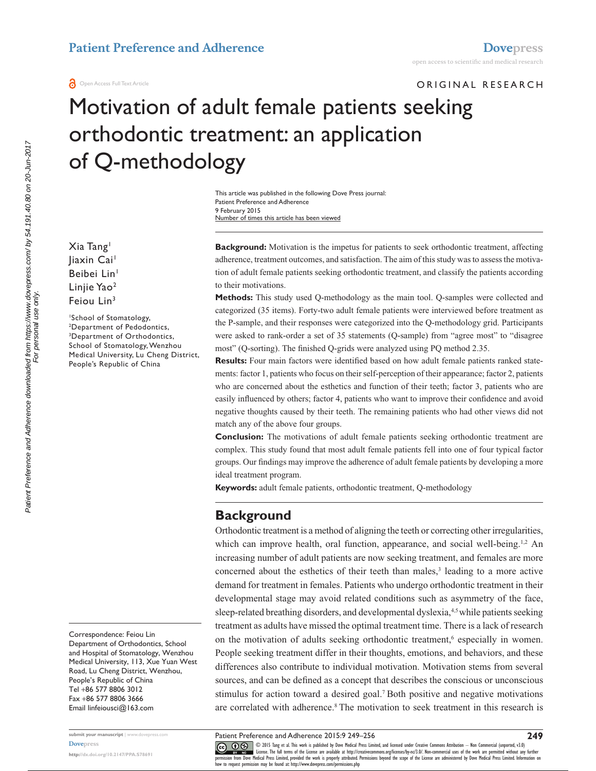ORIGINAL RESEARCH

# Motivation of adult female patients seeking orthodontic treatment: an application of Q-methodology

This article was published in the following Dove Press journal:
Patient Preference and Adherence
9 February 2015
Number of times this article has been viewed

Xia Tang[1]
Jiaxin Cai[1]
Beibei Lin[1]
Linjie Yao[2]
Feiou Lin[3]

[1]School of Stomatology,
[2]Department of Pedodontics,
[3]Department of Orthodontics, School of Stomatology, Wenzhou Medical University, Lu Cheng District, People's Republic of China

Correspondence: Feiou Lin
Department of Orthodontics, School and Hospital of Stomatology, Wenzhou Medical University, 113, Xue Yuan West Road, Lu Cheng District, Wenzhou, People's Republic of China
Tel +86 577 8806 3012
Fax +86 577 8806 3666
Email linfeiousci@163.com

**Background:** Motivation is the impetus for patients to seek orthodontic treatment, affecting adherence, treatment outcomes, and satisfaction. The aim of this study was to assess the motivation of adult female patients seeking orthodontic treatment, and classify the patients according to their motivations.

**Methods:** This study used Q-methodology as the main tool. Q-samples were collected and categorized (35 items). Forty-two adult female patients were interviewed before treatment as the P-sample, and their responses were categorized into the Q-methodology grid. Participants were asked to rank-order a set of 35 statements (Q-sample) from "agree most" to "disagree most" (Q-sorting). The finished Q-grids were analyzed using PQ method 2.35.

**Results:** Four main factors were identified based on how adult female patients ranked statements: factor 1, patients who focus on their self-perception of their appearance; factor 2, patients who are concerned about the esthetics and function of their teeth; factor 3, patients who are easily influenced by others; factor 4, patients who want to improve their confidence and avoid negative thoughts caused by their teeth. The remaining patients who had other views did not match any of the above four groups.

**Conclusion:** The motivations of adult female patients seeking orthodontic treatment are complex. This study found that most adult female patients fell into one of four typical factor groups. Our findings may improve the adherence of adult female patients by developing a more ideal treatment program.

**Keywords:** adult female patients, orthodontic treatment, Q-methodology

## Background

Orthodontic treatment is a method of aligning the teeth or correcting other irregularities, which can improve health, oral function, appearance, and social well-being.[1,2] An increasing number of adult patients are now seeking treatment, and females are more concerned about the esthetics of their teeth than males,[3] leading to a more active demand for treatment in females. Patients who undergo orthodontic treatment in their developmental stage may avoid related conditions such as asymmetry of the face, sleep-related breathing disorders, and developmental dyslexia,[4,5] while patients seeking treatment as adults have missed the optimal treatment time. There is a lack of research on the motivation of adults seeking orthodontic treatment,[6] especially in women. People seeking treatment differ in their thoughts, emotions, and behaviors, and these differences also contribute to individual motivation. Motivation stems from several sources, and can be defined as a concept that describes the conscious or unconscious stimulus for action toward a desired goal.[7] Both positive and negative motivations are correlated with adherence.[8] The motivation to seek treatment in this research is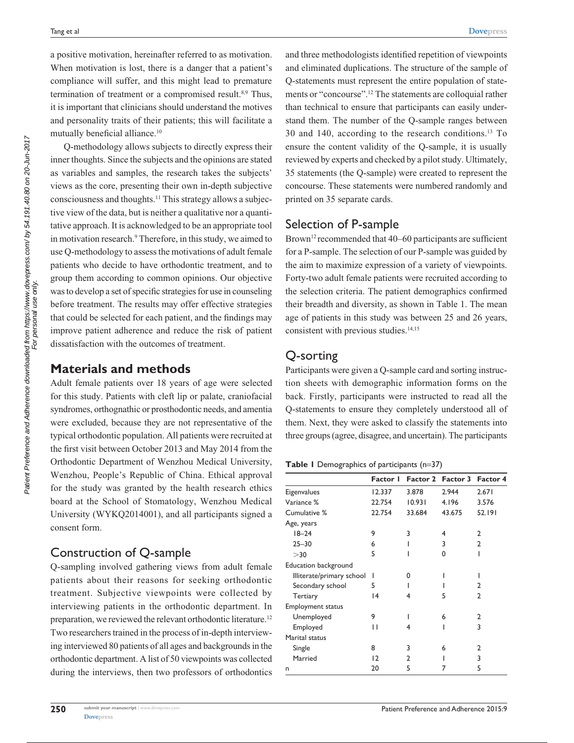a positive motivation, hereinafter referred to as motivation. When motivation is lost, there is a danger that a patient's compliance will suffer, and this might lead to premature termination of treatment or a compromised result.[8,9] Thus, it is important that clinicians should understand the motives and personality traits of their patients; this will facilitate a mutually beneficial alliance.[10]

Q-methodology allows subjects to directly express their inner thoughts. Since the subjects and the opinions are stated as variables and samples, the research takes the subjects' views as the core, presenting their own in-depth subjective consciousness and thoughts.[11] This strategy allows a subjective view of the data, but is neither a qualitative nor a quantitative approach. It is acknowledged to be an appropriate tool in motivation research.[9] Therefore, in this study, we aimed to use Q-methodology to assess the motivations of adult female patients who decide to have orthodontic treatment, and to group them according to common opinions. Our objective was to develop a set of specific strategies for use in counseling before treatment. The results may offer effective strategies that could be selected for each patient, and the findings may improve patient adherence and reduce the risk of patient dissatisfaction with the outcomes of treatment.

## Materials and methods

Adult female patients over 18 years of age were selected for this study. Patients with cleft lip or palate, craniofacial syndromes, orthognathic or prosthodontic needs, and amentia were excluded, because they are not representative of the typical orthodontic population. All patients were recruited at the first visit between October 2013 and May 2014 from the Orthodontic Department of Wenzhou Medical University, Wenzhou, People's Republic of China. Ethical approval for the study was granted by the health research ethics board at the School of Stomatology, Wenzhou Medical University (WYKQ2014001), and all participants signed a consent form.

### Construction of Q-sample

Q-sampling involved gathering views from adult female patients about their reasons for seeking orthodontic treatment. Subjective viewpoints were collected by interviewing patients in the orthodontic department. In preparation, we reviewed the relevant orthodontic literature.[12] Two researchers trained in the process of in-depth interviewing interviewed 80 patients of all ages and backgrounds in the orthodontic department. A list of 50 viewpoints was collected during the interviews, then two professors of orthodontics and three methodologists identified repetition of viewpoints and eliminated duplications. The structure of the sample of Q-statements must represent the entire population of statements or "concourse".[12] The statements are colloquial rather than technical to ensure that participants can easily understand them. The number of the Q-sample ranges between 30 and 140, according to the research conditions.[13] To ensure the content validity of the Q-sample, it is usually reviewed by experts and checked by a pilot study. Ultimately, 35 statements (the Q-sample) were created to represent the concourse. These statements were numbered randomly and printed on 35 separate cards.

### Selection of P-sample

Brown[12] recommended that 40–60 participants are sufficient for a P-sample. The selection of our P-sample was guided by the aim to maximize expression of a variety of viewpoints. Forty-two adult female patients were recruited according to the selection criteria. The patient demographics confirmed their breadth and diversity, as shown in Table 1. The mean age of patients in this study was between 25 and 26 years, consistent with previous studies.[14,15]

### Q-sorting

Participants were given a Q-sample card and sorting instruction sheets with demographic information forms on the back. Firstly, participants were instructed to read all the Q-statements to ensure they completely understood all of them. Next, they were asked to classify the statements into three groups (agree, disagree, and uncertain). The participants

**Table 1** Demographics of participants (n=37)

| | Factor 1 | Factor 2 | Factor 3 | Factor 4 |
|---|---|---|---|---|
| Eigenvalues | 12.337 | 3.878 | 2.944 | 2.671 |
| Variance % | 22.754 | 10.931 | 4.196 | 3.576 |
| Cumulative % | 22.754 | 33.684 | 43.675 | 52.191 |
| Age, years | | | | |
| 18–24 | 9 | 3 | 4 | 2 |
| 25–30 | 6 | 1 | 3 | 2 |
| >30 | 5 | 1 | 0 | 1 |
| Education background | | | | |
| Illiterate/primary school | 1 | 0 | 1 | 1 |
| Secondary school | 5 | 1 | 1 | 2 |
| Tertiary | 14 | 4 | 5 | 2 |
| Employment status | | | | |
| Unemployed | 9 | 1 | 6 | 2 |
| Employed | 11 | 4 | 1 | 3 |
| Marital status | | | | |
| Single | 8 | 3 | 6 | 2 |
| Married | 12 | 2 | 1 | 3 |
| n | 20 | 5 | 7 | 5 |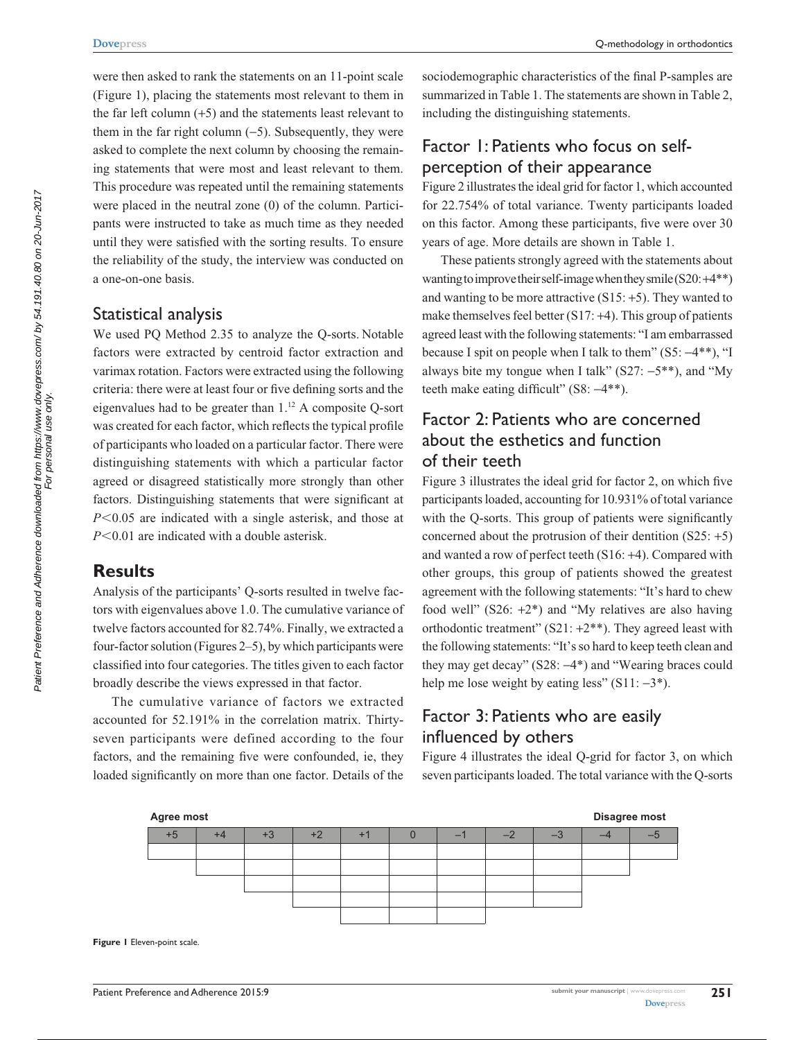were then asked to rank the statements on an 11-point scale (Figure 1), placing the statements most relevant to them in the far left column (+5) and the statements least relevant to them in the far right column (−5). Subsequently, they were asked to complete the next column by choosing the remaining statements that were most and least relevant to them. This procedure was repeated until the remaining statements were placed in the neutral zone (0) of the column. Participants were instructed to take as much time as they needed until they were satisfied with the sorting results. To ensure the reliability of the study, the interview was conducted on a one-on-one basis.

### Statistical analysis

We used PQ Method 2.35 to analyze the Q-sorts. Notable factors were extracted by centroid factor extraction and varimax rotation. Factors were extracted using the following criteria: there were at least four or five defining sorts and the eigenvalues had to be greater than 1.[12] A composite Q-sort was created for each factor, which reflects the typical profile of participants who loaded on a particular factor. There were distinguishing statements with which a particular factor agreed or disagreed statistically more strongly than other factors. Distinguishing statements that were significant at $P<0.05$ are indicated with a single asterisk, and those at $P<0.01$ are indicated with a double asterisk.

## Results

Analysis of the participants' Q-sorts resulted in twelve factors with eigenvalues above 1.0. The cumulative variance of twelve factors accounted for 82.74%. Finally, we extracted a four-factor solution (Figures 2–5), by which participants were classified into four categories. The titles given to each factor broadly describe the views expressed in that factor.

The cumulative variance of factors we extracted accounted for 52.191% in the correlation matrix. Thirty-seven participants were defined according to the four factors, and the remaining five were confounded, ie, they loaded significantly on more than one factor. Details of the sociodemographic characteristics of the final P-samples are summarized in Table 1. The statements are shown in Table 2, including the distinguishing statements.

### Factor 1: Patients who focus on self-perception of their appearance

Figure 2 illustrates the ideal grid for factor 1, which accounted for 22.754% of total variance. Twenty participants loaded on this factor. Among these participants, five were over 30 years of age. More details are shown in Table 1.

These patients strongly agreed with the statements about wanting to improve their self-image when they smile (S20: +4**) and wanting to be more attractive (S15: +5). They wanted to make themselves feel better (S17: +4). This group of patients agreed least with the following statements: "I am embarrassed because I spit on people when I talk to them" (S5: −4**), "I always bite my tongue when I talk" (S27: −5**), and "My teeth make eating difficult" (S8: −4**).

### Factor 2: Patients who are concerned about the esthetics and function of their teeth

Figure 3 illustrates the ideal grid for factor 2, on which five participants loaded, accounting for 10.931% of total variance with the Q-sorts. This group of patients were significantly concerned about the protrusion of their dentition (S25: +5) and wanted a row of perfect teeth (S16: +4). Compared with other groups, this group of patients showed the greatest agreement with the following statements: "It's hard to chew food well" (S26: +2*) and "My relatives are also having orthodontic treatment" (S21: +2**). They agreed least with the following statements: "It's so hard to keep teeth clean and they may get decay" (S28: −4*) and "Wearing braces could help me lose weight by eating less" (S11: −3*).

### Factor 3: Patients who are easily influenced by others

Figure 4 illustrates the ideal Q-grid for factor 3, on which seven participants loaded. The total variance with the Q-sorts

| Agree most | | | | | | | | | | Disagree most |
|---|---|---|---|---|---|---|---|---|---|---|
| +5 | +4 | +3 | +2 | +1 | 0 | −1 | −2 | −3 | −4 | −5 |

Figure 1 Eleven-point scale.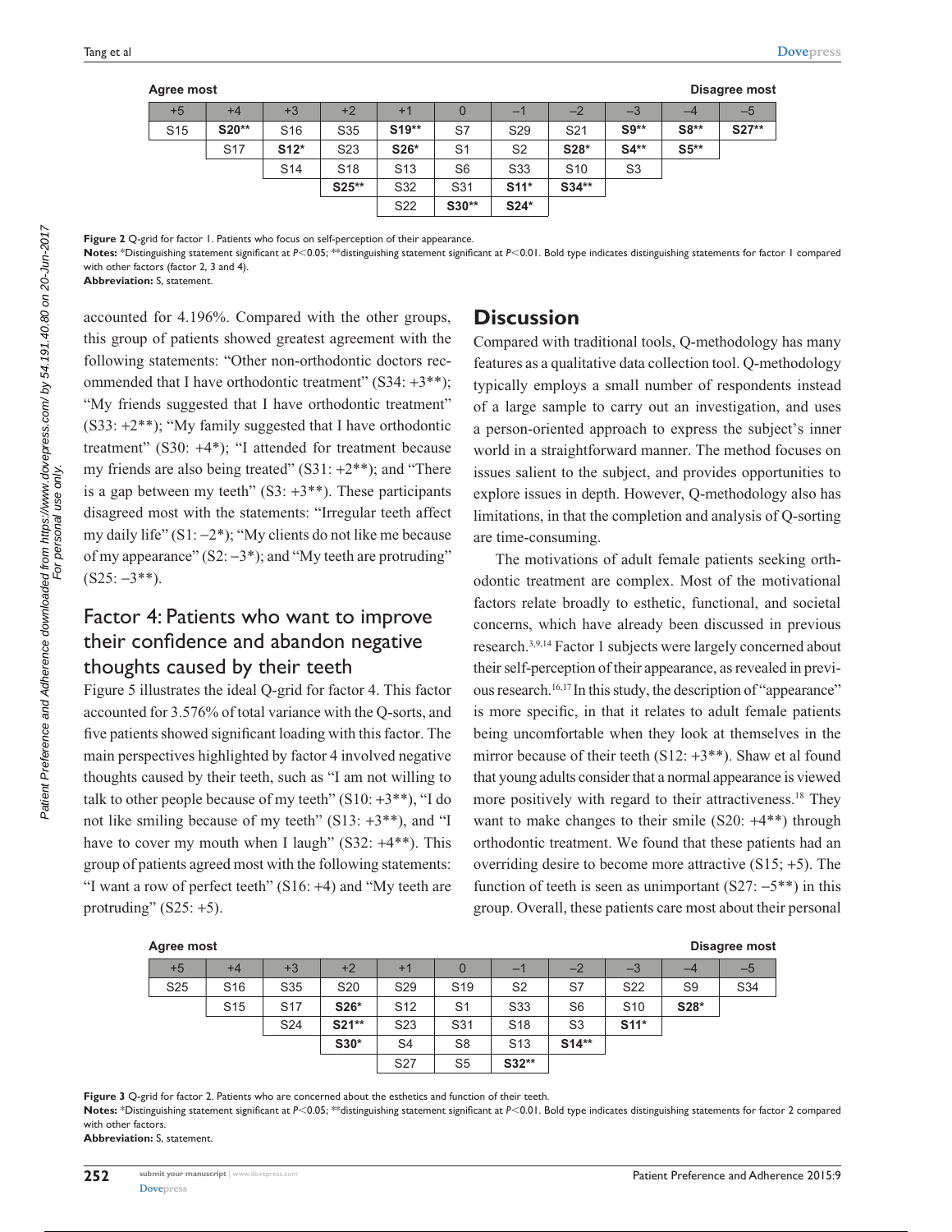| Agree most | | | | | | | | | | Disagree most |
|---|---|---|---|---|---|---|---|---|---|---|
| +5 | +4 | +3 | +2 | +1 | 0 | −1 | −2 | −3 | −4 | −5 |
| S15 | **S20**** | S16 | S35 | **S19**** | S7 | S29 | S21 | **S9**** | **S8**** | **S27**** |
| | S17 | **S12*** | S23 | **S26*** | S1 | S2 | **S28*** | **S4**** | **S5**** | |
| | | S14 | S18 | S13 | S6 | S33 | S10 | S3 | | |
| | | | **S25**** | S32 | S31 | **S11*** | **S34**** | | | |
| | | | | S22 | **S30**** | **S24*** | | | | |

**Figure 2** Q-grid for factor 1. Patients who focus on self-perception of their appearance.
**Notes:** *Distinguishing statement significant at $P<0.05$; **distinguishing statement significant at $P<0.01$. Bold type indicates distinguishing statements for factor 1 compared with other factors (factor 2, 3 and 4).
**Abbreviation:** S, statement.

accounted for 4.196%. Compared with the other groups, this group of patients showed greatest agreement with the following statements: "Other non-orthodontic doctors recommended that I have orthodontic treatment" (S34: +3**); "My friends suggested that I have orthodontic treatment" (S33: +2**); "My family suggested that I have orthodontic treatment" (S30: +4*); "I attended for treatment because my friends are also being treated" (S31: +2**); and "There is a gap between my teeth" (S3: +3**). These participants disagreed most with the statements: "Irregular teeth affect my daily life" (S1: −2*); "My clients do not like me because of my appearance" (S2: −3*); and "My teeth are protruding" (S25: −3**).

## Factor 4: Patients who want to improve their confidence and abandon negative thoughts caused by their teeth

Figure 5 illustrates the ideal Q-grid for factor 4. This factor accounted for 3.576% of total variance with the Q-sorts, and five patients showed significant loading with this factor. The main perspectives highlighted by factor 4 involved negative thoughts caused by their teeth, such as "I am not willing to talk to other people because of my teeth" (S10: +3**), "I do not like smiling because of my teeth" (S13: +3**), and "I have to cover my mouth when I laugh" (S32: +4**). This group of patients agreed most with the following statements: "I want a row of perfect teeth" (S16: +4) and "My teeth are protruding" (S25: +5).

# Discussion

Compared with traditional tools, Q-methodology has many features as a qualitative data collection tool. Q-methodology typically employs a small number of respondents instead of a large sample to carry out an investigation, and uses a person-oriented approach to express the subject's inner world in a straightforward manner. The method focuses on issues salient to the subject, and provides opportunities to explore issues in depth. However, Q-methodology also has limitations, in that the completion and analysis of Q-sorting are time-consuming.

The motivations of adult female patients seeking orthodontic treatment are complex. Most of the motivational factors relate broadly to esthetic, functional, and societal concerns, which have already been discussed in previous research.[3,9,14] Factor 1 subjects were largely concerned about their self-perception of their appearance, as revealed in previous research.[16,17] In this study, the description of "appearance" is more specific, in that it relates to adult female patients being uncomfortable when they look at themselves in the mirror because of their teeth (S12: +3**). Shaw et al found that young adults consider that a normal appearance is viewed more positively with regard to their attractiveness.[18] They want to make changes to their smile (S20: +4**) through orthodontic treatment. We found that these patients had an overriding desire to become more attractive (S15; +5). The function of teeth is seen as unimportant (S27: −5**) in this group. Overall, these patients care most about their personal

| Agree most | | | | | | | | | | Disagree most |
|---|---|---|---|---|---|---|---|---|---|---|
| +5 | +4 | +3 | +2 | +1 | 0 | −1 | −2 | −3 | −4 | −5 |
| S25 | S16 | S35 | S20 | S29 | S19 | S2 | S7 | S22 | S9 | S34 |
| | S15 | S17 | **S26*** | S12 | S1 | S33 | S6 | S10 | **S28*** | |
| | | S24 | **S21**** | S23 | S31 | S18 | S3 | **S11*** | | |
| | | | **S30*** | S4 | S8 | S13 | **S14**** | | | |
| | | | | S27 | S5 | **S32**** | | | | |

**Figure 3** Q-grid for factor 2. Patients who are concerned about the esthetics and function of their teeth.
**Notes:** *Distinguishing statement significant at $P<0.05$; **distinguishing statement significant at $P<0.01$. Bold type indicates distinguishing statements for factor 2 compared with other factors.
**Abbreviation:** S, statement.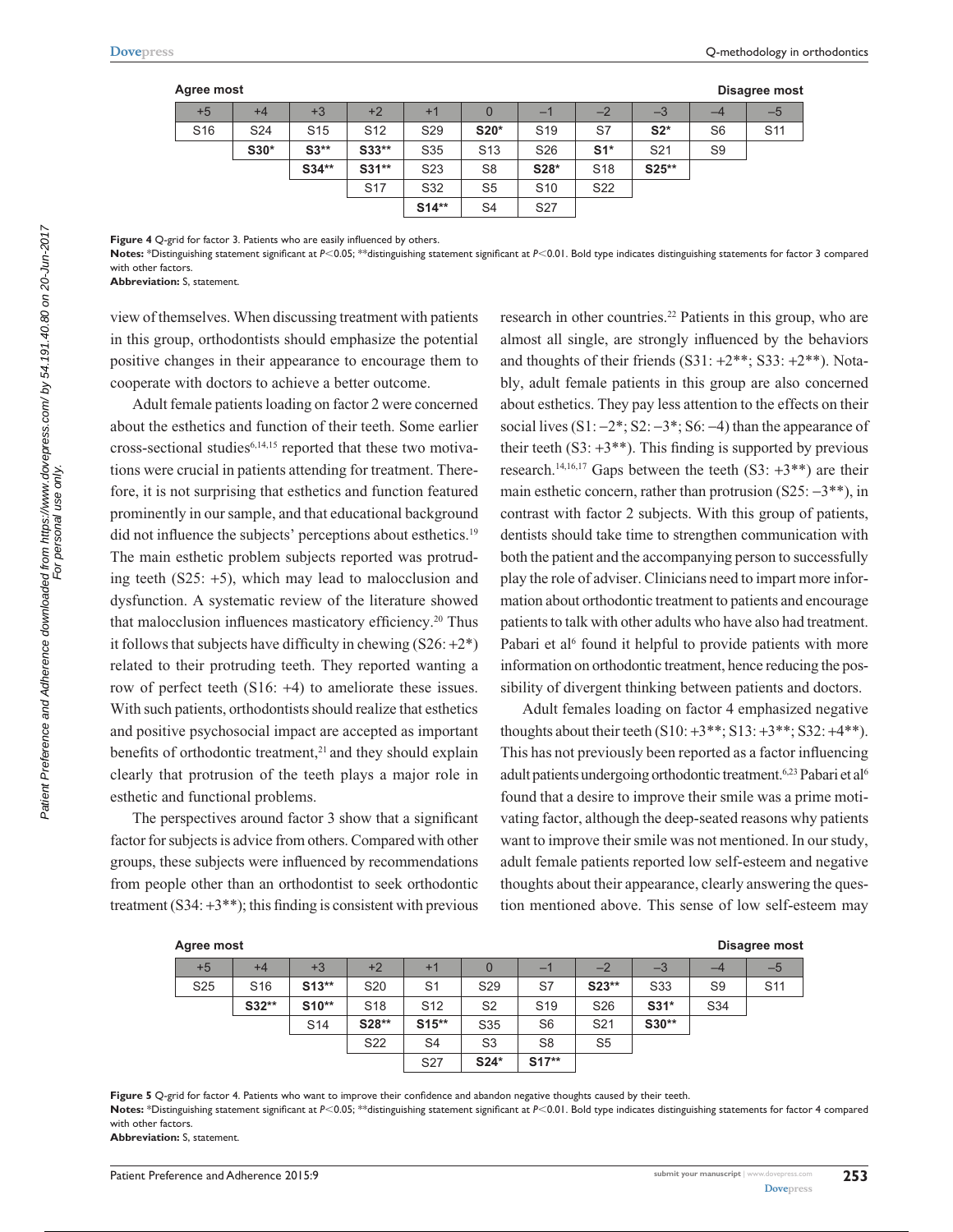**Agree most** | **Disagree most**

| +5 | +4 | +3 | +2 | +1 | 0 | –1 | –2 | –3 | –4 | –5 |
|---|---|---|---|---|---|---|---|---|---|---|
| S16 | S24 | S15 | S12 | S29 | **S20*** | S19 | S7 | **S2*** | S6 | S11 |
| | **S30*** | **S3**** | **S33**** | S35 | S13 | S26 | **S1*** | S21 | S9 | |
| | | **S34**** | **S31**** | S23 | S8 | **S28*** | S18 | **S25**** | | |
| | | | S17 | S32 | S5 | S10 | S22 | | | |
| | | | | **S14**** | S4 | S27 | | | | |

**Figure 4** Q-grid for factor 3. Patients who are easily influenced by others.
**Notes:** *Distinguishing statement significant at $P<0.05$; **distinguishing statement significant at $P<0.01$. Bold type indicates distinguishing statements for factor 3 compared with other factors.
**Abbreviation:** S, statement.

view of themselves. When discussing treatment with patients in this group, orthodontists should emphasize the potential positive changes in their appearance to encourage them to cooperate with doctors to achieve a better outcome.

Adult female patients loading on factor 2 were concerned about the esthetics and function of their teeth. Some earlier cross-sectional studies[6,14,15] reported that these two motivations were crucial in patients attending for treatment. Therefore, it is not surprising that esthetics and function featured prominently in our sample, and that educational background did not influence the subjects' perceptions about esthetics.[19] The main esthetic problem subjects reported was protruding teeth (S25: +5), which may lead to malocclusion and dysfunction. A systematic review of the literature showed that malocclusion influences masticatory efficiency.[20] Thus it follows that subjects have difficulty in chewing (S26: +2*) related to their protruding teeth. They reported wanting a row of perfect teeth (S16: +4) to ameliorate these issues. With such patients, orthodontists should realize that esthetics and positive psychosocial impact are accepted as important benefits of orthodontic treatment,[21] and they should explain clearly that protrusion of the teeth plays a major role in esthetic and functional problems.

The perspectives around factor 3 show that a significant factor for subjects is advice from others. Compared with other groups, these subjects were influenced by recommendations from people other than an orthodontist to seek orthodontic treatment (S34: +3**); this finding is consistent with previous research in other countries.[22] Patients in this group, who are almost all single, are strongly influenced by the behaviors and thoughts of their friends (S31: +2**; S33: +2**). Notably, adult female patients in this group are also concerned about esthetics. They pay less attention to the effects on their social lives (S1: –2*; S2: –3*; S6: –4) than the appearance of their teeth (S3: +3**). This finding is supported by previous research.[14,16,17] Gaps between the teeth (S3: +3**) are their main esthetic concern, rather than protrusion (S25: –3**), in contrast with factor 2 subjects. With this group of patients, dentists should take time to strengthen communication with both the patient and the accompanying person to successfully play the role of adviser. Clinicians need to impart more information about orthodontic treatment to patients and encourage patients to talk with other adults who have also had treatment. Pabari et al[6] found it helpful to provide patients with more information on orthodontic treatment, hence reducing the possibility of divergent thinking between patients and doctors.

Adult females loading on factor 4 emphasized negative thoughts about their teeth (S10: +3**; S13: +3**; S32: +4**). This has not previously been reported as a factor influencing adult patients undergoing orthodontic treatment.[6,23] Pabari et al[6] found that a desire to improve their smile was a prime motivating factor, although the deep-seated reasons why patients want to improve their smile was not mentioned. In our study, adult female patients reported low self-esteem and negative thoughts about their appearance, clearly answering the question mentioned above. This sense of low self-esteem may

**Agree most** | **Disagree most**

| +5 | +4 | +3 | +2 | +1 | 0 | –1 | –2 | –3 | –4 | –5 |
|---|---|---|---|---|---|---|---|---|---|---|
| S25 | S16 | **S13**** | S20 | S1 | S29 | S7 | **S23**** | S33 | S9 | S11 |
| | **S32**** | **S10**** | S18 | S12 | S2 | S19 | S26 | **S31*** | S34 | |
| | | S14 | **S28**** | **S15**** | S35 | S6 | S21 | **S30**** | | |
| | | | S22 | S4 | S3 | S8 | S5 | | | |
| | | | | S27 | **S24*** | **S17**** | | | | |

**Figure 5** Q-grid for factor 4. Patients who want to improve their confidence and abandon negative thoughts caused by their teeth.
**Notes:** *Distinguishing statement significant at $P<0.05$; **distinguishing statement significant at $P<0.01$. Bold type indicates distinguishing statements for factor 4 compared with other factors.
**Abbreviation:** S, statement.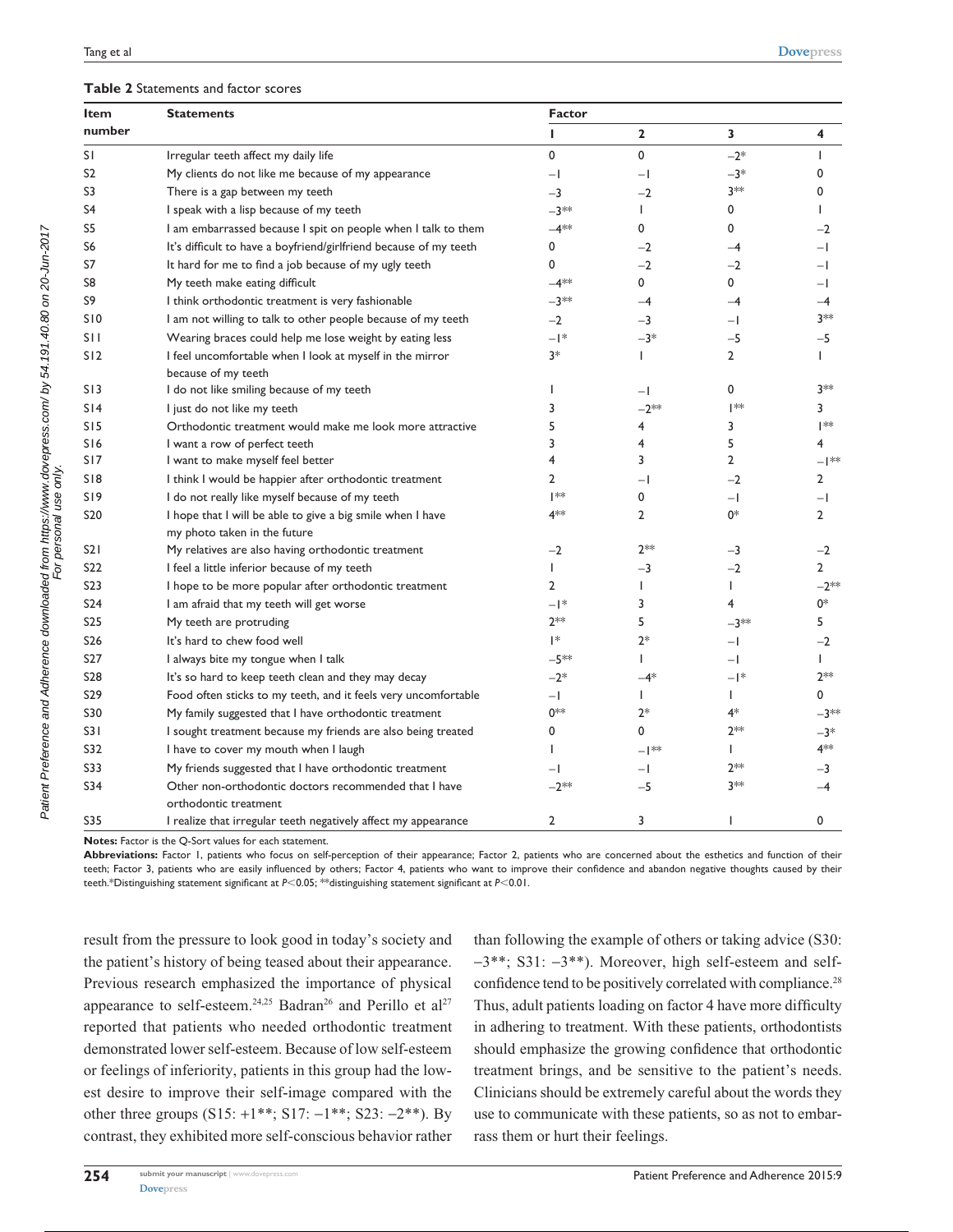**Table 2** Statements and factor scores

| Item number | Statements | Factor | | | |
|---|---|---|---|---|---|
| | | 1 | 2 | 3 | 4 |
| S1 | Irregular teeth affect my daily life | 0 | 0 | −2* | 1 |
| S2 | My clients do not like me because of my appearance | −1 | −1 | −3* | 0 |
| S3 | There is a gap between my teeth | −3 | −2 | 3** | 0 |
| S4 | I speak with a lisp because of my teeth | −3** | 1 | 0 | 1 |
| S5 | I am embarrassed because I spit on people when I talk to them | −4** | 0 | 0 | −2 |
| S6 | It's difficult to have a boyfriend/girlfriend because of my teeth | 0 | −2 | −4 | −1 |
| S7 | It hard for me to find a job because of my ugly teeth | 0 | −2 | −2 | −1 |
| S8 | My teeth make eating difficult | −4** | 0 | 0 | −1 |
| S9 | I think orthodontic treatment is very fashionable | −3** | −4 | −4 | −4 |
| S10 | I am not willing to talk to other people because of my teeth | −2 | −3 | −1 | 3** |
| S11 | Wearing braces could help me lose weight by eating less | −1* | −3* | −5 | −5 |
| S12 | I feel uncomfortable when I look at myself in the mirror because of my teeth | 3* | 1 | 2 | 1 |
| S13 | I do not like smiling because of my teeth | 1 | −1 | 0 | 3** |
| S14 | I just do not like my teeth | 3 | −2** | 1** | 3 |
| S15 | Orthodontic treatment would make me look more attractive | 5 | 4 | 3 | 1** |
| S16 | I want a row of perfect teeth | 3 | 4 | 5 | 4 |
| S17 | I want to make myself feel better | 4 | 3 | 2 | −1** |
| S18 | I think I would be happier after orthodontic treatment | 2 | −1 | −2 | 2 |
| S19 | I do not really like myself because of my teeth | 1** | 0 | −1 | −1 |
| S20 | I hope that I will be able to give a big smile when I have my photo taken in the future | 4** | 2 | 0* | 2 |
| S21 | My relatives are also having orthodontic treatment | −2 | 2** | −3 | −2 |
| S22 | I feel a little inferior because of my teeth | 1 | −3 | −2 | 2 |
| S23 | I hope to be more popular after orthodontic treatment | 2 | 1 | 1 | −2** |
| S24 | I am afraid that my teeth will get worse | −1* | 3 | 4 | 0* |
| S25 | My teeth are protruding | 2** | 5 | −3** | 5 |
| S26 | It's hard to chew food well | 1* | 2* | −1 | −2 |
| S27 | I always bite my tongue when I talk | −5** | 1 | −1 | 1 |
| S28 | It's so hard to keep teeth clean and they may decay | −2* | −4* | −1* | 2** |
| S29 | Food often sticks to my teeth, and it feels very uncomfortable | −1 | 1 | 1 | 0 |
| S30 | My family suggested that I have orthodontic treatment | 0** | 2* | 4* | −3** |
| S31 | I sought treatment because my friends are also being treated | 0 | 0 | 2** | −3* |
| S32 | I have to cover my mouth when I laugh | 1 | −1** | 1 | 4** |
| S33 | My friends suggested that I have orthodontic treatment | −1 | −1 | 2** | −3 |
| S34 | Other non-orthodontic doctors recommended that I have orthodontic treatment | −2** | −5 | 3** | −4 |
| S35 | I realize that irregular teeth negatively affect my appearance | 2 | 3 | 1 | 0 |

**Notes:** Factor is the Q-Sort values for each statement.

**Abbreviations:** Factor 1, patients who focus on self-perception of their appearance; Factor 2, patients who are concerned about the esthetics and function of their teeth; Factor 3, patients who are easily influenced by others; Factor 4, patients who want to improve their confidence and abandon negative thoughts caused by their teeth.*Distinguishing statement significant at $P<0.05$; **distinguishing statement significant at $P<0.01$.

result from the pressure to look good in today's society and the patient's history of being teased about their appearance. Previous research emphasized the importance of physical appearance to self-esteem.[24,25] Badran[26] and Perillo et al[27] reported that patients who needed orthodontic treatment demonstrated lower self-esteem. Because of low self-esteem or feelings of inferiority, patients in this group had the lowest desire to improve their self-image compared with the other three groups (S15: +1**; S17: −1**; S23: −2**). By contrast, they exhibited more self-conscious behavior rather than following the example of others or taking advice (S30: −3**; S31: −3**). Moreover, high self-esteem and self-confidence tend to be positively correlated with compliance.[28] Thus, adult patients loading on factor 4 have more difficulty in adhering to treatment. With these patients, orthodontists should emphasize the growing confidence that orthodontic treatment brings, and be sensitive to the patient's needs. Clinicians should be extremely careful about the words they use to communicate with these patients, so as not to embarrass them or hurt their feelings.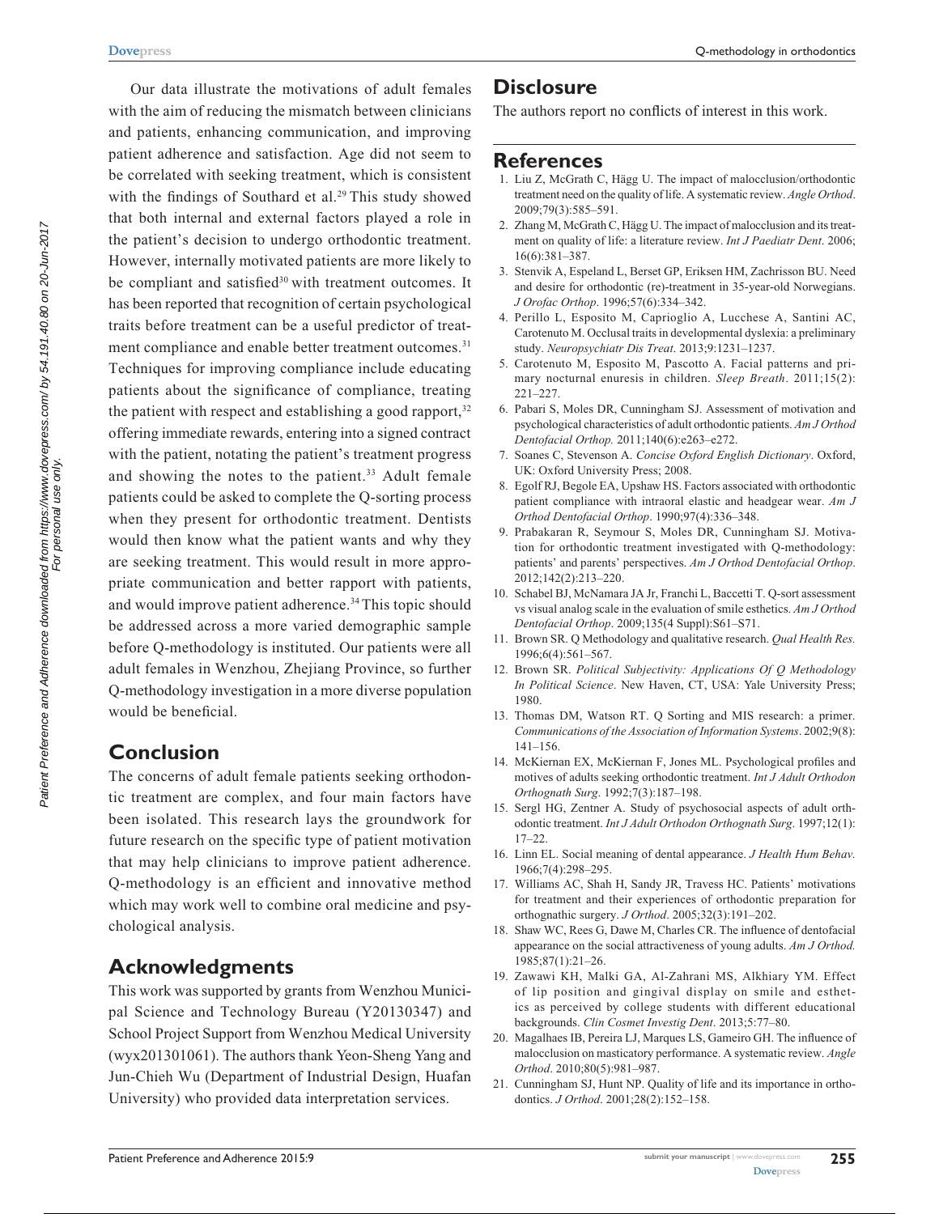Our data illustrate the motivations of adult females with the aim of reducing the mismatch between clinicians and patients, enhancing communication, and improving patient adherence and satisfaction. Age did not seem to be correlated with seeking treatment, which is consistent with the findings of Southard et al.[29] This study showed that both internal and external factors played a role in the patient's decision to undergo orthodontic treatment. However, internally motivated patients are more likely to be compliant and satisfied[30] with treatment outcomes. It has been reported that recognition of certain psychological traits before treatment can be a useful predictor of treatment compliance and enable better treatment outcomes.[31] Techniques for improving compliance include educating patients about the significance of compliance, treating the patient with respect and establishing a good rapport,[32] offering immediate rewards, entering into a signed contract with the patient, notating the patient's treatment progress and showing the notes to the patient.[33] Adult female patients could be asked to complete the Q-sorting process when they present for orthodontic treatment. Dentists would then know what the patient wants and why they are seeking treatment. This would result in more appropriate communication and better rapport with patients, and would improve patient adherence.[34] This topic should be addressed across a more varied demographic sample before Q-methodology is instituted. Our patients were all adult females in Wenzhou, Zhejiang Province, so further Q-methodology investigation in a more diverse population would be beneficial.

## Conclusion

The concerns of adult female patients seeking orthodontic treatment are complex, and four main factors have been isolated. This research lays the groundwork for future research on the specific type of patient motivation that may help clinicians to improve patient adherence. Q-methodology is an efficient and innovative method which may work well to combine oral medicine and psychological analysis.

## Acknowledgments

This work was supported by grants from Wenzhou Municipal Science and Technology Bureau (Y20130347) and School Project Support from Wenzhou Medical University (wyx201301061). The authors thank Yeon-Sheng Yang and Jun-Chieh Wu (Department of Industrial Design, Huafan University) who provided data interpretation services.

## Disclosure

The authors report no conflicts of interest in this work.

## References

1. Liu Z, McGrath C, Hägg U. The impact of malocclusion/orthodontic treatment need on the quality of life. A systematic review. *Angle Orthod*. 2009;79(3):585–591.
2. Zhang M, McGrath C, Hägg U. The impact of malocclusion and its treatment on quality of life: a literature review. *Int J Paediatr Dent*. 2006; 16(6):381–387.
3. Stenvik A, Espeland L, Berset GP, Eriksen HM, Zachrisson BU. Need and desire for orthodontic (re)-treatment in 35-year-old Norwegians. *J Orofac Orthop*. 1996;57(6):334–342.
4. Perillo L, Esposito M, Caprioglio A, Lucchese A, Santini AC, Carotenuto M. Occlusal traits in developmental dyslexia: a preliminary study. *Neuropsychiatr Dis Treat*. 2013;9:1231–1237.
5. Carotenuto M, Esposito M, Pascotto A. Facial patterns and primary nocturnal enuresis in children. *Sleep Breath*. 2011;15(2): 221–227.
6. Pabari S, Moles DR, Cunningham SJ. Assessment of motivation and psychological characteristics of adult orthodontic patients. *Am J Orthod Dentofacial Orthop.* 2011;140(6):e263–e272.
7. Soanes C, Stevenson A. *Concise Oxford English Dictionary*. Oxford, UK: Oxford University Press; 2008.
8. Egolf RJ, Begole EA, Upshaw HS. Factors associated with orthodontic patient compliance with intraoral elastic and headgear wear. *Am J Orthod Dentofacial Orthop*. 1990;97(4):336–348.
9. Prabakaran R, Seymour S, Moles DR, Cunningham SJ. Motivation for orthodontic treatment investigated with Q-methodology: patients' and parents' perspectives. *Am J Orthod Dentofacial Orthop*. 2012;142(2):213–220.
10. Schabel BJ, McNamara JA Jr, Franchi L, Baccetti T. Q-sort assessment vs visual analog scale in the evaluation of smile esthetics. *Am J Orthod Dentofacial Orthop*. 2009;135(4 Suppl):S61–S71.
11. Brown SR. Q Methodology and qualitative research. *Qual Health Res.* 1996;6(4):561–567.
12. Brown SR. *Political Subjectivity: Applications Of Q Methodology In Political Science*. New Haven, CT, USA: Yale University Press; 1980.
13. Thomas DM, Watson RT. Q Sorting and MIS research: a primer. *Communications of the Association of Information Systems*. 2002;9(8): 141–156.
14. McKiernan EX, McKiernan F, Jones ML. Psychological profiles and motives of adults seeking orthodontic treatment. *Int J Adult Orthodon Orthognath Surg*. 1992;7(3):187–198.
15. Sergl HG, Zentner A. Study of psychosocial aspects of adult orthodontic treatment. *Int J Adult Orthodon Orthognath Surg*. 1997;12(1): 17–22.
16. Linn EL. Social meaning of dental appearance. *J Health Hum Behav.* 1966;7(4):298–295.
17. Williams AC, Shah H, Sandy JR, Travess HC. Patients' motivations for treatment and their experiences of orthodontic preparation for orthognathic surgery. *J Orthod*. 2005;32(3):191–202.
18. Shaw WC, Rees G, Dawe M, Charles CR. The influence of dentofacial appearance on the social attractiveness of young adults. *Am J Orthod.* 1985;87(1):21–26.
19. Zawawi KH, Malki GA, Al-Zahrani MS, Alkhiary YM. Effect of lip position and gingival display on smile and esthetics as perceived by college students with different educational backgrounds. *Clin Cosmet Investig Dent*. 2013;5:77–80.
20. Magalhaes IB, Pereira LJ, Marques LS, Gameiro GH. The influence of malocclusion on masticatory performance. A systematic review. *Angle Orthod*. 2010;80(5):981–987.
21. Cunningham SJ, Hunt NP. Quality of life and its importance in orthodontics. *J Orthod*. 2001;28(2):152–158.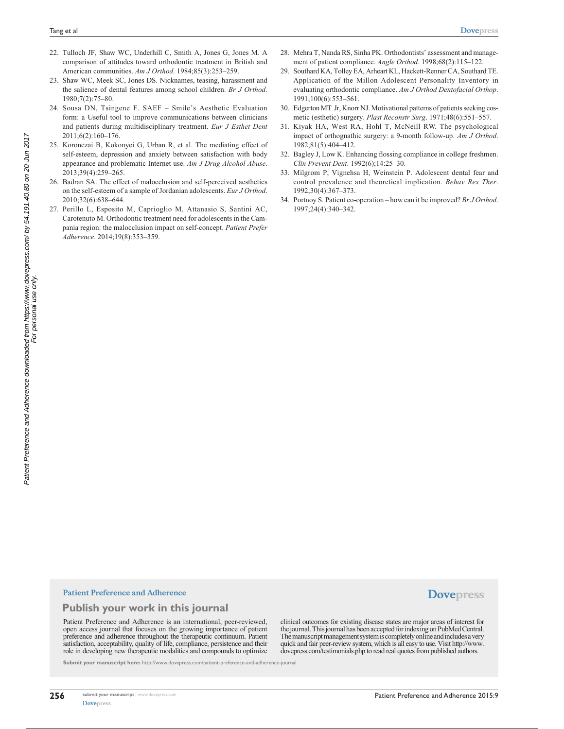22. Tulloch JF, Shaw WC, Underhill C, Smith A, Jones G, Jones M. A comparison of attitudes toward orthodontic treatment in British and American communities. *Am J Orthod*. 1984;85(3):253–259.
23. Shaw WC, Meek SC, Jones DS. Nicknames, teasing, harassment and the salience of dental features among school children. *Br J Orthod*. 1980;7(2):75–80.
24. Sousa DN, Tsingene F. SAEF – Smile's Aesthetic Evaluation form: a Useful tool to improve communications between clinicians and patients during multidisciplinary treatment. *Eur J Esthet Dent* 2011;6(2):160–176.
25. Koronczai B, Kokonyei G, Urban R, et al. The mediating effect of self-esteem, depression and anxiety between satisfaction with body appearance and problematic Internet use. *Am J Drug Alcohol Abuse*. 2013;39(4):259–265.
26. Badran SA. The effect of malocclusion and self-perceived aesthetics on the self-esteem of a sample of Jordanian adolescents. *Eur J Orthod*. 2010;32(6):638–644.
27. Perillo L, Esposito M, Caprioglio M, Attanasio S, Santini AC, Carotenuto M. Orthodontic treatment need for adolescents in the Campania region: the malocclusion impact on self-concept. *Patient Prefer Adherence*. 2014;19(8):353–359.
28. Mehra T, Nanda RS, Sinha PK. Orthodontists' assessment and management of patient compliance. *Angle Orthod*. 1998;68(2):115–122.
29. Southard KA, Tolley EA, Arheart KL, Hackett-Renner CA, Southard TE. Application of the Millon Adolescent Personality Inventory in evaluating orthodontic compliance. *Am J Orthod Dentofacial Orthop*. 1991;100(6):553–561.
30. Edgerton MT Jr, Knorr NJ. Motivational patterns of patients seeking cosmetic (esthetic) surgery. *Plast Reconstr Surg*. 1971;48(6):551–557.
31. Kiyak HA, West RA, Hohl T, McNeill RW. The psychological impact of orthognathic surgery: a 9-month follow-up. *Am J Orthod*. 1982;81(5):404–412.
32. Bagley J, Low K. Enhancing flossing compliance in college freshmen. *Clin Prevent Dent*. 1992(6);14:25–30.
33. Milgrom P, Vignehsa H, Weinstein P. Adolescent dental fear and control prevalence and theoretical implication. *Behav Res Ther*. 1992;30(4):367–373.
34. Portnoy S. Patient co-operation – how can it be improved? *Br J Orthod*. 1997;24(4):340–342.

**Patient Preference and Adherence**

**Dovepress**

## Publish your work in this journal

Patient Preference and Adherence is an international, peer-reviewed, open access journal that focuses on the growing importance of patient preference and adherence throughout the therapeutic continuum. Patient satisfaction, acceptability, quality of life, compliance, persistence and their role in developing new therapeutic modalities and compounds to optimize clinical outcomes for existing disease states are major areas of interest for the journal. This journal has been accepted for indexing on PubMed Central. The manuscript management system is completely online and includes a very quick and fair peer-review system, which is all easy to use. Visit http://www.dovepress.com/testimonials.php to read real quotes from published authors.

**Submit your manuscript here:** http://www.dovepress.com/patient-preference-and-adherence-journal